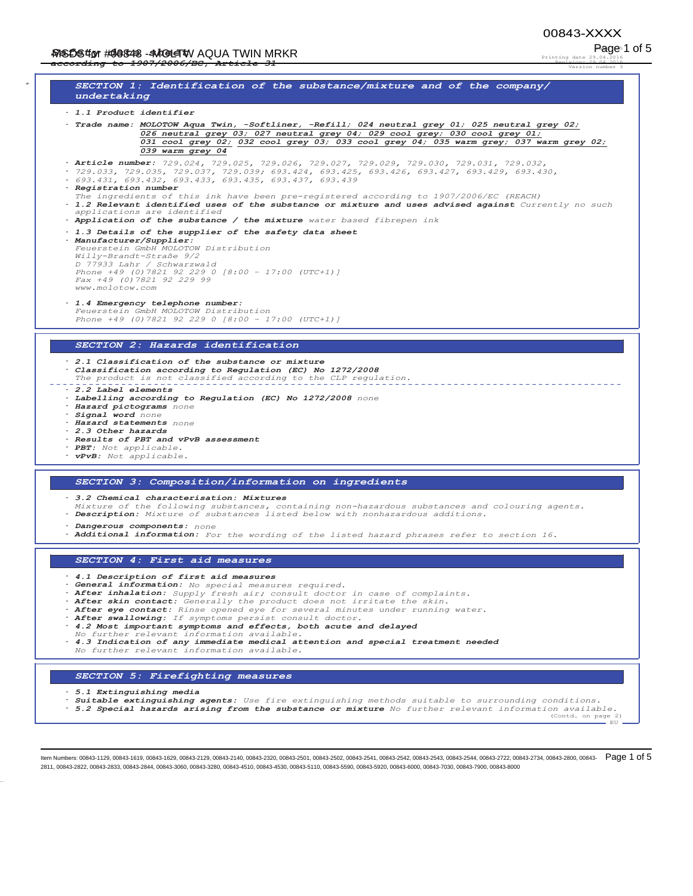## SECTION 1: Identification of the substance/mixture and of the company/ undertaking

· **1.1 Product identifier**

· **Trade name:** MOLOTOW Aqua Twin, -Softliner, -Refill; 024 neutral grey 01; 025 neutral grey 02; 026 neutral grey 03; 027 neutral grey 04; 029 cool grey 01; 031 cool grey 02; 032 cool grey 03; 033 cool grey 04; 035 warm grey; 037 warm grey 02; 039 warm grey 04

· **Article number:** 729.024, 729.025, 729.026, 729.027, 729.029, 729.030, 729.031, 729.032,
· 729.033, 729.035, 729.037, 729.039; 693.424, 693.425, 693.426, 693.427, 693.429, 693.430,
· 693.431, 693.432, 693.433, 693.435, 693.437, 693.439

· **Registration number**
The ingredients of this ink have been pre-registered according to 1907/2006/EC (REACH)

· **1.2 Relevant identified uses of the substance or mixture and uses advised against** Currently no such applications are identified

· **Application of the substance / the mixture** water based fibrepen ink

· **1.3 Details of the supplier of the safety data sheet**

· **Manufacturer/Supplier:**
Feuerstein GmbH MOLOTOW Distribution
Willy-Brandt-Straße 9/2
D 77933 Lahr / Schwarzwald
Phone +49 (0)7821 92 229 0 [8:00 - 17:00 (UTC+1)]
Fax +49 (0)7821 92 229 99
www.molotow.com

· **1.4 Emergency telephone number:**
Feuerstein GmbH MOLOTOW Distribution
Phone +49 (0)7821 92 229 0 [8:00 - 17:00 (UTC+1)]

## SECTION 2: Hazards identification

· **2.1 Classification of the substance or mixture**
· **Classification according to Regulation (EC) No 1272/2008**
The product is not classified according to the CLP regulation.

· **2.2 Label elements**
· **Labelling according to Regulation (EC) No 1272/2008** none
· **Hazard pictograms** none
· **Signal word** none
· **Hazard statements** none
· **2.3 Other hazards**
· **Results of PBT and vPvB assessment**
· **PBT:** Not applicable.
· **vPvB:** Not applicable.

## SECTION 3: Composition/information on ingredients

· **3.2 Chemical characterisation: Mixtures**
Mixture of the following substances, containing non-hazardous substances and colouring agents.
· **Description:** Mixture of substances listed below with nonhazardous additions.

· **Dangerous components:** none
· **Additional information:** For the wording of the listed hazard phrases refer to section 16.

## SECTION 4: First aid measures

· **4.1 Description of first aid measures**
· **General information:** No special measures required.
· **After inhalation:** Supply fresh air; consult doctor in case of complaints.
· **After skin contact:** Generally the product does not irritate the skin.
· **After eye contact:** Rinse opened eye for several minutes under running water.
· **After swallowing:** If symptoms persist consult doctor.
· **4.2 Most important symptoms and effects, both acute and delayed**
No further relevant information available.
· **4.3 Indication of any immediate medical attention and special treatment needed**
No further relevant information available.

## SECTION 5: Firefighting measures

· **5.1 Extinguishing media**
· **Suitable extinguishing agents:** Use fire extinguishing methods suitable to surrounding conditions.
· **5.2 Special hazards arising from the substance or mixture** No further relevant information available.

(Contd. on page 2)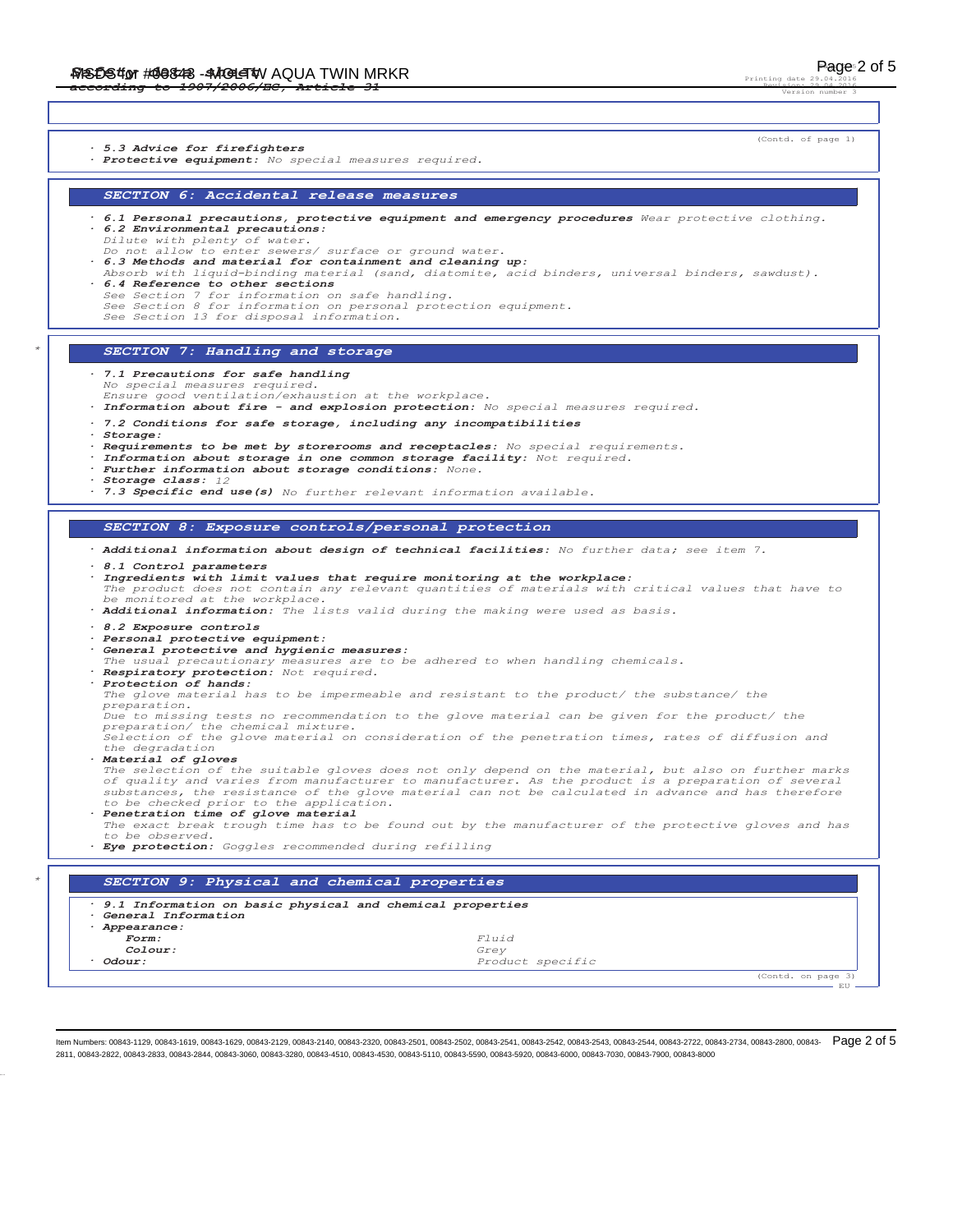(Contd. of page 1)

· **5.3 Advice for firefighters**
· **Protective equipment:** No special measures required.

## SECTION 6: Accidental release measures

· **6.1 Personal precautions, protective equipment and emergency procedures** Wear protective clothing.
· **6.2 Environmental precautions:**
Dilute with plenty of water.
Do not allow to enter sewers/ surface or ground water.
· **6.3 Methods and material for containment and cleaning up:**
Absorb with liquid-binding material (sand, diatomite, acid binders, universal binders, sawdust).
· **6.4 Reference to other sections**
See Section 7 for information on safe handling.
See Section 8 for information on personal protection equipment.
See Section 13 for disposal information.

## SECTION 7: Handling and storage

· **7.1 Precautions for safe handling**
No special measures required.
Ensure good ventilation/exhaustion at the workplace.
· **Information about fire - and explosion protection:** No special measures required.

· **7.2 Conditions for safe storage, including any incompatibilities**
· **Storage:**
· **Requirements to be met by storerooms and receptacles:** No special requirements.
· **Information about storage in one common storage facility:** Not required.
· **Further information about storage conditions:** None.
· **Storage class:** 12
· **7.3 Specific end use(s)** No further relevant information available.

## SECTION 8: Exposure controls/personal protection

· **Additional information about design of technical facilities:** No further data; see item 7.

· **8.1 Control parameters**
· **Ingredients with limit values that require monitoring at the workplace:**
The product does not contain any relevant quantities of materials with critical values that have to be monitored at the workplace.
· **Additional information:** The lists valid during the making were used as basis.

· **8.2 Exposure controls**
· **Personal protective equipment:**
· **General protective and hygienic measures:**
The usual precautionary measures are to be adhered to when handling chemicals.
· **Respiratory protection:** Not required.
· **Protection of hands:**
The glove material has to be impermeable and resistant to the product/ the substance/ the preparation.
Due to missing tests no recommendation to the glove material can be given for the product/ the preparation/ the chemical mixture.
Selection of the glove material on consideration of the penetration times, rates of diffusion and the degradation
· **Material of gloves**
The selection of the suitable gloves does not only depend on the material, but also on further marks of quality and varies from manufacturer to manufacturer. As the product is a preparation of several substances, the resistance of the glove material can not be calculated in advance and has therefore to be checked prior to the application.
· **Penetration time of glove material**
The exact break trough time has to be found out by the manufacturer of the protective gloves and has to be observed.
· **Eye protection:** Goggles recommended during refilling

## SECTION 9: Physical and chemical properties

· **9.1 Information on basic physical and chemical properties**
· **General Information**
· **Appearance:**

| | |
|---|---|
| **Form:** | Fluid |
| **Colour:** | Grey |
| · **Odour:** | Product specific |

(Contd. on page 3)

Item Numbers: 00843-1129, 00843-1619, 00843-1629, 00843-2129, 00843-2140, 00843-2320, 00843-2501, 00843-2502, 00843-2541, 00843-2542, 00843-2543, 00843-2544, 00843-2722, 00843-2734, 00843-2800, 00843-2811, 00843-2822, 00843-2833, 00843-2844, 00843-3060, 00843-3280, 00843-4510, 00843-4530, 00843-5110, 00843-5590, 00843-5920, 00843-6000, 00843-7030, 00843-7900, 00843-8000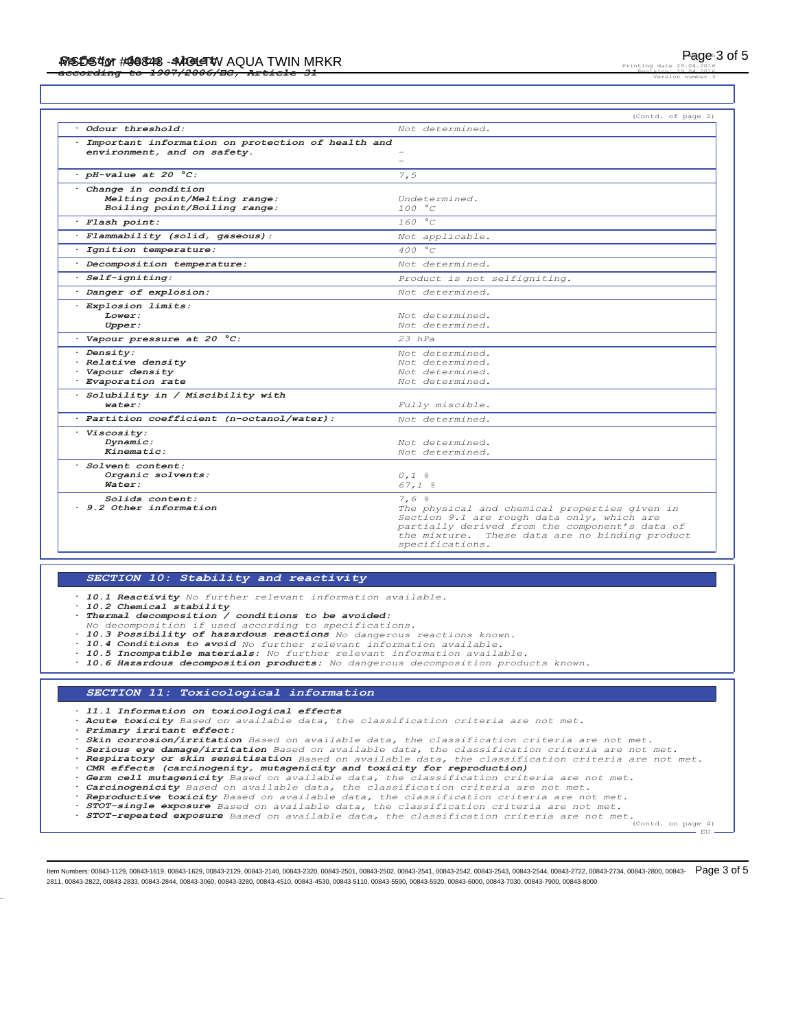(Contd. of page 2)

| Property | Value |
|---|---|
| · Odour threshold: | Not determined. |
| · Important information on protection of health and environment, and on safety. | – |
| · pH-value at 20 °C: | 7,5 |
| · Change in condition<br>Melting point/Melting range:<br>Boiling point/Boiling range: | <br>Undetermined.<br>100 °C |
| · Flash point: | 160 °C |
| · Flammability (solid, gaseous): | Not applicable. |
| · Ignition temperature: | 400 °C |
| · Decomposition temperature: | Not determined. |
| · Self-igniting: | Product is not selfigniting. |
| · Danger of explosion: | Not determined. |
| · Explosion limits:<br>Lower:<br>Upper: | <br>Not determined.<br>Not determined. |
| · Vapour pressure at 20 °C: | 23 hPa |
| · Density:<br>· Relative density<br>· Vapour density<br>· Evaporation rate | Not determined.<br>Not determined.<br>Not determined.<br>Not determined. |
| · Solubility in / Miscibility with<br>water: | <br>Fully miscible. |
| · Partition coefficient (n-octanol/water): | Not determined. |
| · Viscosity:<br>Dynamic:<br>Kinematic: | <br>Not determined.<br>Not determined. |
| · Solvent content:<br>Organic solvents:<br>Water: | <br>0,1 %<br>67,1 % |
| Solids content:<br>· 9.2 Other information | 7,6 %<br>The physical and chemical properties given in Section 9.1 are rough data only, which are partially derived from the component's data of the mixture. These data are no binding product specifications. |

## SECTION 10: Stability and reactivity

· **10.1 Reactivity** *No further relevant information available.*
· **10.2 Chemical stability**
· **Thermal decomposition / conditions to be avoided:**
*No decomposition if used according to specifications.*
· **10.3 Possibility of hazardous reactions** *No dangerous reactions known.*
· **10.4 Conditions to avoid** *No further relevant information available.*
· **10.5 Incompatible materials:** *No further relevant information available.*
· **10.6 Hazardous decomposition products:** *No dangerous decomposition products known.*

## SECTION 11: Toxicological information

· **11.1 Information on toxicological effects**
· **Acute toxicity** *Based on available data, the classification criteria are not met.*
· **Primary irritant effect:**
· **Skin corrosion/irritation** *Based on available data, the classification criteria are not met.*
· **Serious eye damage/irritation** *Based on available data, the classification criteria are not met.*
· **Respiratory or skin sensitisation** *Based on available data, the classification criteria are not met.*
· **CMR effects (carcinogenity, mutagenicity and toxicity for reproduction)**
· **Germ cell mutagenicity** *Based on available data, the classification criteria are not met.*
· **Carcinogenicity** *Based on available data, the classification criteria are not met.*
· **Reproductive toxicity** *Based on available data, the classification criteria are not met.*
· **STOT-single exposure** *Based on available data, the classification criteria are not met.*
· **STOT-repeated exposure** *Based on available data, the classification criteria are not met.*

(Contd. on page 4)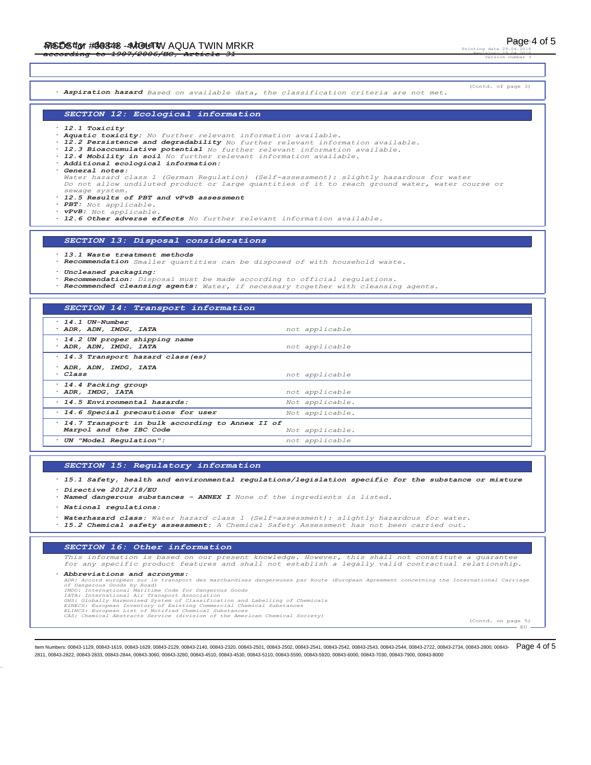(Contd. of page 3)

· **Aspiration hazard** Based on available data, the classification criteria are not met.

## SECTION 12: Ecological information

· **12.1 Toxicity**
· **Aquatic toxicity:** No further relevant information available.
· **12.2 Persistence and degradability** No further relevant information available.
· **12.3 Bioaccumulative potential** No further relevant information available.
· **12.4 Mobility in soil** No further relevant information available.
· **Additional ecological information:**
· **General notes:**
Water hazard class 1 (German Regulation) (Self-assessment): slightly hazardous for water
Do not allow undiluted product or large quantities of it to reach ground water, water course or sewage system.
· **12.5 Results of PBT and vPvB assessment**
· **PBT:** Not applicable.
· **vPvB:** Not applicable.
· **12.6 Other adverse effects** No further relevant information available.

## SECTION 13: Disposal considerations

· **13.1 Waste treatment methods**
· **Recommendation** Smaller quantities can be disposed of with household waste.

· **Uncleaned packaging:**
· **Recommendation:** Disposal must be made according to official regulations.
· **Recommended cleansing agents:** Water, if necessary together with cleansing agents.

## SECTION 14: Transport information

| | |
|---|---|
| · **14.1 UN-Number**<br>· **ADR, ADN, IMDG, IATA** | not applicable |
| · **14.2 UN proper shipping name**<br>· **ADR, ADN, IMDG, IATA** | not applicable |
| · **14.3 Transport hazard class(es)**<br>· **ADR, ADN, IMDG, IATA**<br>· **Class** | not applicable |
| · **14.4 Packing group**<br>· **ADR, IMDG, IATA** | not applicable |
| · **14.5 Environmental hazards:** | Not applicable. |
| · **14.6 Special precautions for user** | Not applicable. |
| · **14.7 Transport in bulk according to Annex II of Marpol and the IBC Code** | Not applicable. |
| · **UN "Model Regulation":** | not applicable |

## SECTION 15: Regulatory information

· **15.1 Safety, health and environmental regulations/legislation specific for the substance or mixture**
· **Directive 2012/18/EU**
· **Named dangerous substances - ANNEX I** None of the ingredients is listed.
· **National regulations:**
· **Waterhazard class:** Water hazard class 1 (Self-assessment): slightly hazardous for water.
· **15.2 Chemical safety assessment:** A Chemical Safety Assessment has not been carried out.

## SECTION 16: Other information

This information is based on our present knowledge. However, this shall not constitute a guarantee for any specific product features and shall not establish a legally valid contractual relationship.

· **Abbreviations and acronyms:**
ADR: Accord européen sur le transport des marchandises dangereuses par Route (European Agreement concerning the International Carriage of Dangerous Goods by Road)
IMDG: International Maritime Code for Dangerous Goods
IATA: International Air Transport Association
GHS: Globally Harmonised System of Classification and Labelling of Chemicals
EINECS: European Inventory of Existing Commercial Chemical Substances
ELINCS: European List of Notified Chemical Substances
CAS: Chemical Abstracts Service (division of the American Chemical Society)

(Contd. on page 5)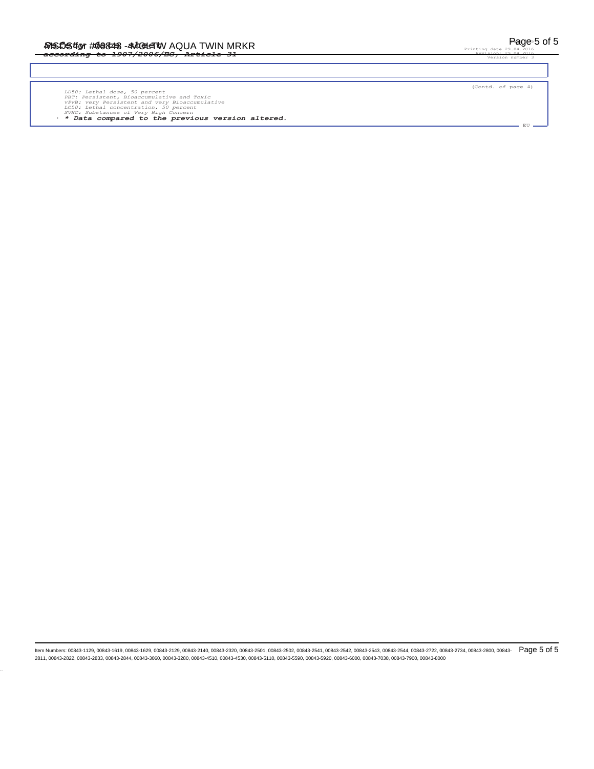(Contd. of page 4)

*LD50: Lethal dose, 50 percent*
*PBT: Persistent, Bioaccumulative and Toxic*
*vPvB: very Persistent and very Bioaccumulative*
*LC50: Lethal concentration, 50 percent*
*SVHC: Substances of Very High Concern*

· ***\* Data compared to the previous version altered.***

EU

Item Numbers: 00843-1129, 00843-1619, 00843-1629, 00843-2129, 00843-2140, 00843-2320, 00843-2501, 00843-2502, 00843-2541, 00843-2542, 00843-2543, 00843-2544, 00843-2722, 00843-2734, 00843-2800, 00843-2811, 00843-2822, 00843-2833, 00843-2844, 00843-3060, 00843-3280, 00843-4510, 00843-4530, 00843-5110, 00843-5590, 00843-5920, 00843-6000, 00843-7030, 00843-7900, 00843-8000